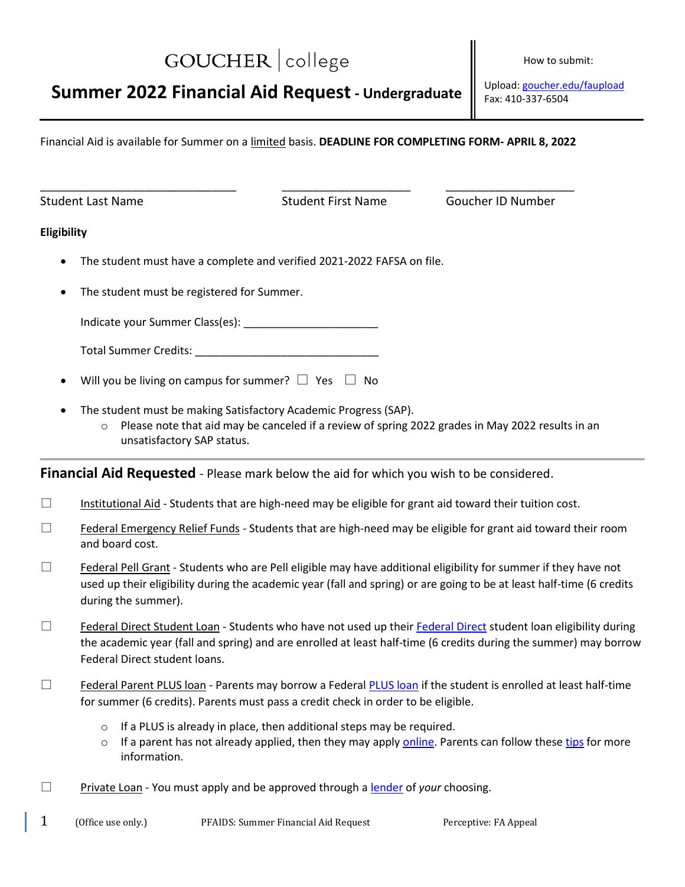GOUCHER | college

# Summer 2022 Financial Aid Request - Undergraduate

How to submit:

Upload: goucher.edu/faupload
Fax: 410-337-6504

Financial Aid is available for Summer on a limited basis. **DEADLINE FOR COMPLETING FORM- APRIL 8, 2022**

_______________________________ Student Last Name

____________________ Student First Name

____________________ Goucher ID Number

**Eligibility**

- The student must have a complete and verified 2021-2022 FAFSA on file.
- The student must be registered for Summer.

  Indicate your Summer Class(es): _____________________

  Total Summer Credits: _____________________________

- Will you be living on campus for summer? ☐ Yes ☐ No
- The student must be making Satisfactory Academic Progress (SAP).
  - Please note that aid may be canceled if a review of spring 2022 grades in May 2022 results in an unsatisfactory SAP status.

## Financial Aid Requested - Please mark below the aid for which you wish to be considered.

☐ Institutional Aid - Students that are high-need may be eligible for grant aid toward their tuition cost.

☐ Federal Emergency Relief Funds - Students that are high-need may be eligible for grant aid toward their room and board cost.

☐ Federal Pell Grant - Students who are Pell eligible may have additional eligibility for summer if they have not used up their eligibility during the academic year (fall and spring) or are going to be at least half-time (6 credits during the summer).

☐ Federal Direct Student Loan - Students who have not used up their Federal Direct student loan eligibility during the academic year (fall and spring) and are enrolled at least half-time (6 credits during the summer) may borrow Federal Direct student loans.

☐ Federal Parent PLUS loan - Parents may borrow a Federal PLUS loan if the student is enrolled at least half-time for summer (6 credits). Parents must pass a credit check in order to be eligible.

- If a PLUS is already in place, then additional steps may be required.
- If a parent has not already applied, then they may apply online. Parents can follow these tips for more information.

☐ Private Loan - You must apply and be approved through a lender of *your* choosing.

(Office use only.) PFAIDS: Summer Financial Aid Request Perceptive: FA Appeal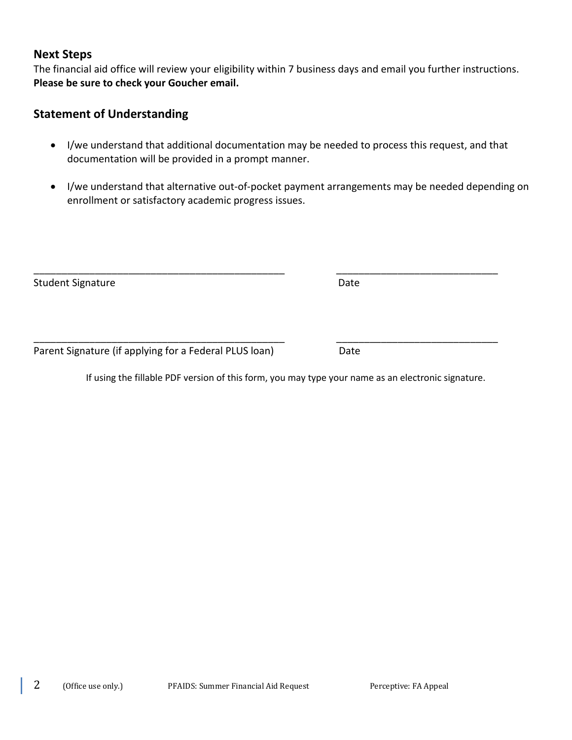## Next Steps

The financial aid office will review your eligibility within 7 business days and email you further instructions. **Please be sure to check your Goucher email.**

## Statement of Understanding

- I/we understand that additional documentation may be needed to process this request, and that documentation will be provided in a prompt manner.
- I/we understand that alternative out-of-pocket payment arrangements may be needed depending on enrollment or satisfactory academic progress issues.

_______________________________________________ _______________________________

Student Signature Date

_______________________________________________ _______________________________

Parent Signature (if applying for a Federal PLUS loan) Date

If using the fillable PDF version of this form, you may type your name as an electronic signature.

(Office use only.) PFAIDS: Summer Financial Aid Request Perceptive: FA Appeal